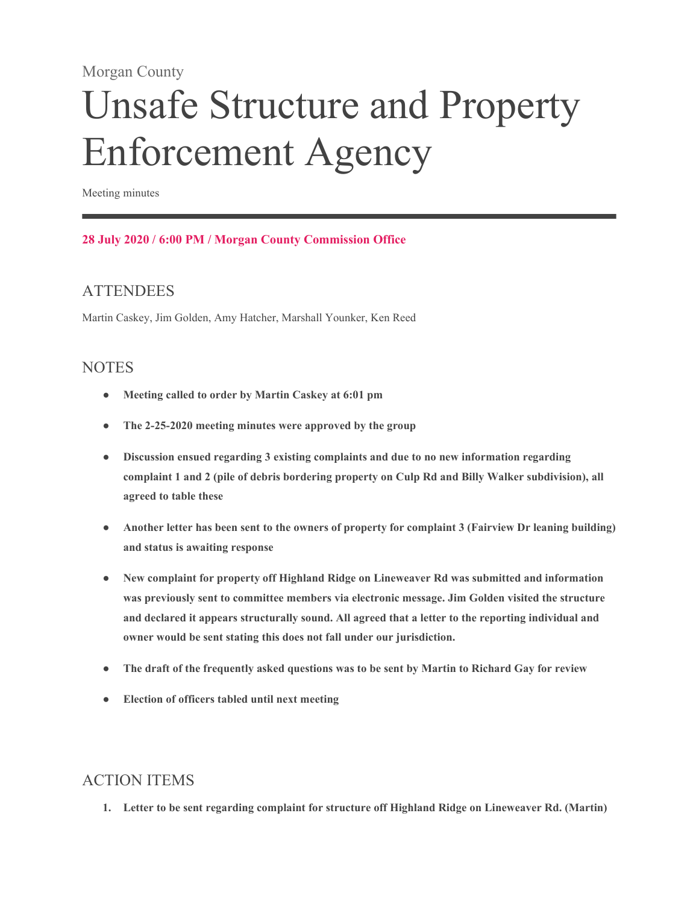Morgan County

# Unsafe Structure and Property Enforcement Agency

Meeting minutes

**28 July 2020 / 6:00 PM / Morgan County Commission Office**

## ATTENDEES

Martin Caskey, Jim Golden, Amy Hatcher, Marshall Younker, Ken Reed

## NOTES

- **Meeting called to order by Martin Caskey at 6:01 pm**
- **The 2-25-2020 meeting minutes were approved by the group**
- **Discussion ensued regarding 3 existing complaints and due to no new information regarding complaint 1 and 2 (pile of debris bordering property on Culp Rd and Billy Walker subdivision), all agreed to table these**
- **Another letter has been sent to the owners of property for complaint 3 (Fairview Dr leaning building) and status is awaiting response**
- **New complaint for property off Highland Ridge on Lineweaver Rd was submitted and information was previously sent to committee members via electronic message. Jim Golden visited the structure and declared it appears structurally sound. All agreed that a letter to the reporting individual and owner would be sent stating this does not fall under our jurisdiction.**
- **The draft of the frequently asked questions was to be sent by Martin to Richard Gay for review**
- **Election of officers tabled until next meeting**

## ACTION ITEMS

1. **Letter to be sent regarding complaint for structure off Highland Ridge on Lineweaver Rd. (Martin)**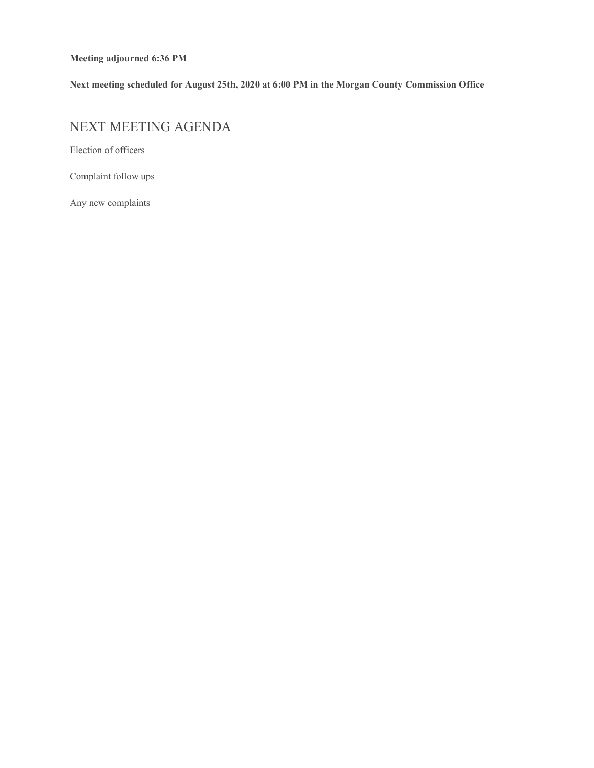**Meeting adjourned 6:36 PM**

**Next meeting scheduled for August 25th, 2020 at 6:00 PM in the Morgan County Commission Office**

## NEXT MEETING AGENDA

Election of officers

Complaint follow ups

Any new complaints